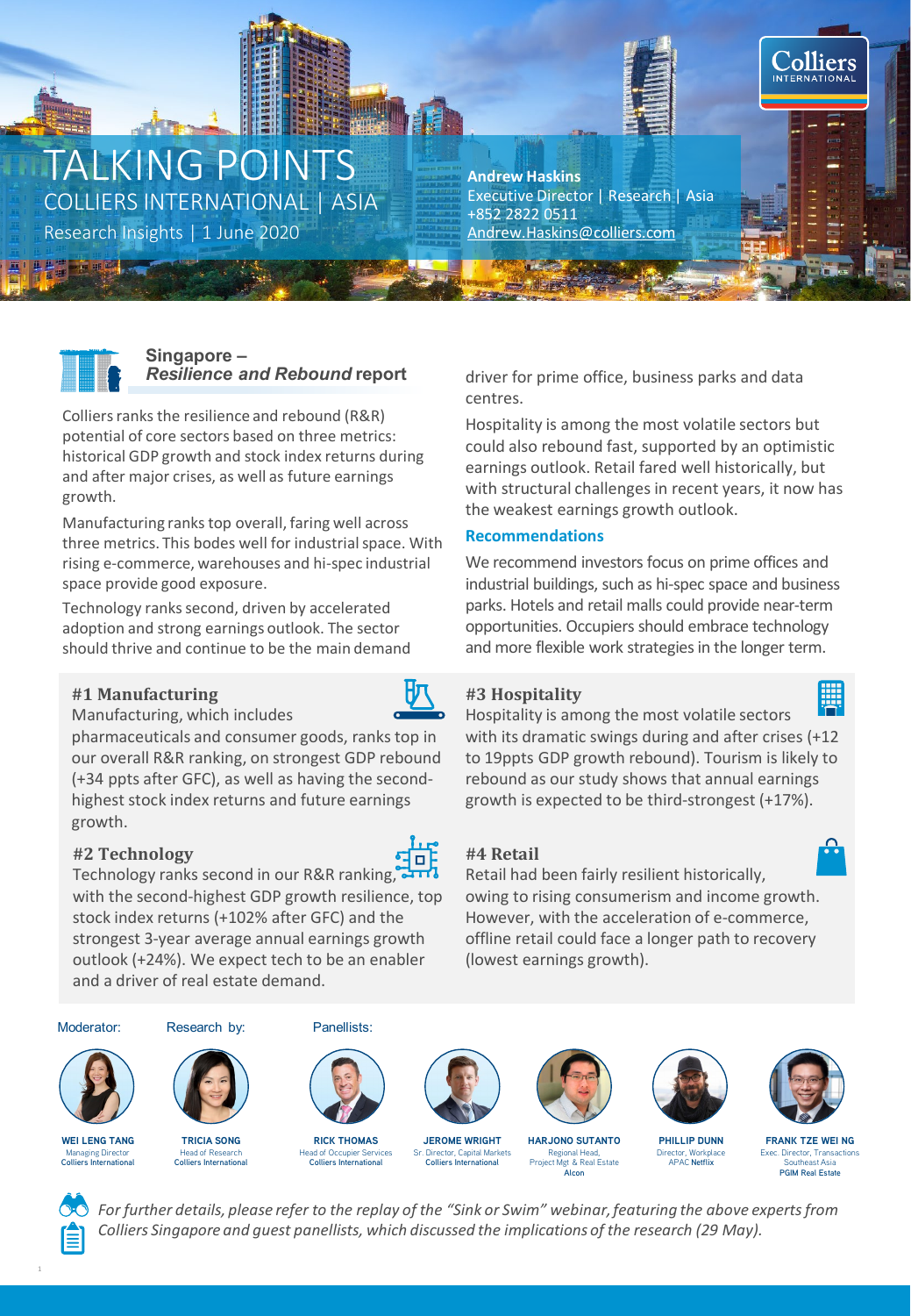# TALKING POINTS

COLLIERS INTERNATIONAL | ASIA

Research Insights | 1 June 2020

**Andrew Haskins**
Executive Director | Research | Asia
+852 2822 0511
Andrew.Haskins@colliers.com

## Singapore – *Resilience and Rebound* report

Colliers ranks the resilience and rebound (R&R) potential of core sectors based on three metrics: historical GDP growth and stock index returns during and after major crises, as well as future earnings growth.

Manufacturing ranks top overall, faring well across three metrics. This bodes well for industrial space. With rising e-commerce, warehouses and hi-spec industrial space provide good exposure.

Technology ranks second, driven by accelerated adoption and strong earnings outlook. The sector should thrive and continue to be the main demand driver for prime office, business parks and data centres.

Hospitality is among the most volatile sectors but could also rebound fast, supported by an optimistic earnings outlook. Retail fared well historically, but with structural challenges in recent years, it now has the weakest earnings growth outlook.

### Recommendations

We recommend investors focus on prime offices and industrial buildings, such as hi-spec space and business parks. Hotels and retail malls could provide near-term opportunities. Occupiers should embrace technology and more flexible work strategies in the longer term.

### #1 Manufacturing

Manufacturing, which includes pharmaceuticals and consumer goods, ranks top in our overall R&R ranking, on strongest GDP rebound (+34 ppts after GFC), as well as having the second-highest stock index returns and future earnings growth.

### #2 Technology

Technology ranks second in our R&R ranking, with the second-highest GDP growth resilience, top stock index returns (+102% after GFC) and the strongest 3-year average annual earnings growth outlook (+24%). We expect tech to be an enabler and a driver of real estate demand.

### #3 Hospitality

Hospitality is among the most volatile sectors with its dramatic swings during and after crises (+12 to 19ppts GDP growth rebound). Tourism is likely to rebound as our study shows that annual earnings growth is expected to be third-strongest (+17%).

### #4 Retail

Retail had been fairly resilient historically, owing to rising consumerism and income growth. However, with the acceleration of e-commerce, offline retail could face a longer path to recovery (lowest earnings growth).

**Moderator:**

**WEI LENG TANG**
Managing Director
Colliers International

**Research by:**

**TRICIA SONG**
Head of Research
Colliers International

**Panellists:**

**RICK THOMAS**
Head of Occupier Services
Colliers International

**JEROME WRIGHT**
Sr. Director, Capital Markets
Colliers International

**HARJONO SUTANTO**
Regional Head, Project Mgt & Real Estate
Alcon

**PHILLIP DUNN**
Director, Workplace APAC Netflix

**FRANK TZE WEI NG**
Exec. Director, Transactions Southeast Asia
PGIM Real Estate

*For further details, please refer to the replay of the "Sink or Swim" webinar, featuring the above experts from Colliers Singapore and guest panellists, which discussed the implications of the research (29 May).*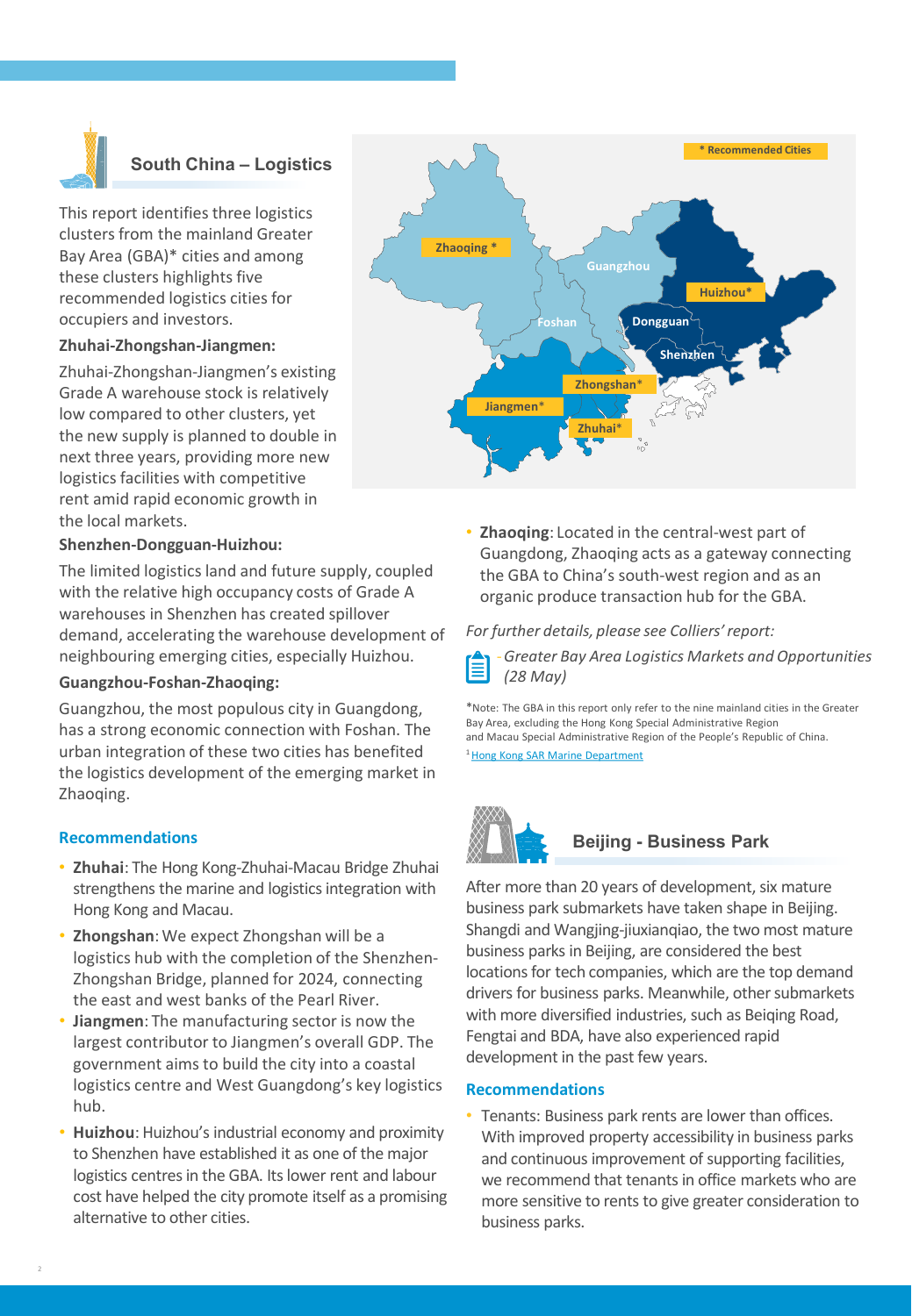## South China – Logistics

This report identifies three logistics clusters from the mainland Greater Bay Area (GBA)* cities and among these clusters highlights five recommended logistics cities for occupiers and investors.

**Zhuhai-Zhongshan-Jiangmen:**

Zhuhai-Zhongshan-Jiangmen's existing Grade A warehouse stock is relatively low compared to other clusters, yet the new supply is planned to double in next three years, providing more new logistics facilities with competitive rent amid rapid economic growth in the local markets.

**Shenzhen-Dongguan-Huizhou:**

The limited logistics land and future supply, coupled with the relative high occupancy costs of Grade A warehouses in Shenzhen has created spillover demand, accelerating the warehouse development of neighbouring emerging cities, especially Huizhou.

**Guangzhou-Foshan-Zhaoqing:**

Guangzhou, the most populous city in Guangdong, has a strong economic connection with Foshan. The urban integration of these two cities has benefited the logistics development of the emerging market in Zhaoqing.

### Recommendations

- **Zhuhai**: The Hong Kong-Zhuhai-Macau Bridge Zhuhai strengthens the marine and logistics integration with Hong Kong and Macau.
- **Zhongshan**: We expect Zhongshan will be a logistics hub with the completion of the Shenzhen-Zhongshan Bridge, planned for 2024, connecting the east and west banks of the Pearl River.
- **Jiangmen**: The manufacturing sector is now the largest contributor to Jiangmen's overall GDP. The government aims to build the city into a coastal logistics centre and West Guangdong's key logistics hub.
- **Huizhou**: Huizhou's industrial economy and proximity to Shenzhen have established it as one of the major logistics centres in the GBA. Its lower rent and labour cost have helped the city promote itself as a promising alternative to other cities.
- **Zhaoqing**: Located in the central-west part of Guangdong, Zhaoqing acts as a gateway connecting the GBA to China's south-west region and as an organic produce transaction hub for the GBA.

*For further details, please see Colliers' report:*

- *Greater Bay Area Logistics Markets and Opportunities (28 May)*

*Note: The GBA in this report only refer to the nine mainland cities in the Greater Bay Area, excluding the Hong Kong Special Administrative Region and Macau Special Administrative Region of the People's Republic of China.

[1] Hong Kong SAR Marine Department

## Beijing - Business Park

After more than 20 years of development, six mature business park submarkets have taken shape in Beijing. Shangdi and Wangjing-jiuxianqiao, the two most mature business parks in Beijing, are considered the best locations for tech companies, which are the top demand drivers for business parks. Meanwhile, other submarkets with more diversified industries, such as Beiqing Road, Fengtai and BDA, have also experienced rapid development in the past few years.

### Recommendations

- Tenants: Business park rents are lower than offices. With improved property accessibility in business parks and continuous improvement of supporting facilities, we recommend that tenants in office markets who are more sensitive to rents to give greater consideration to business parks.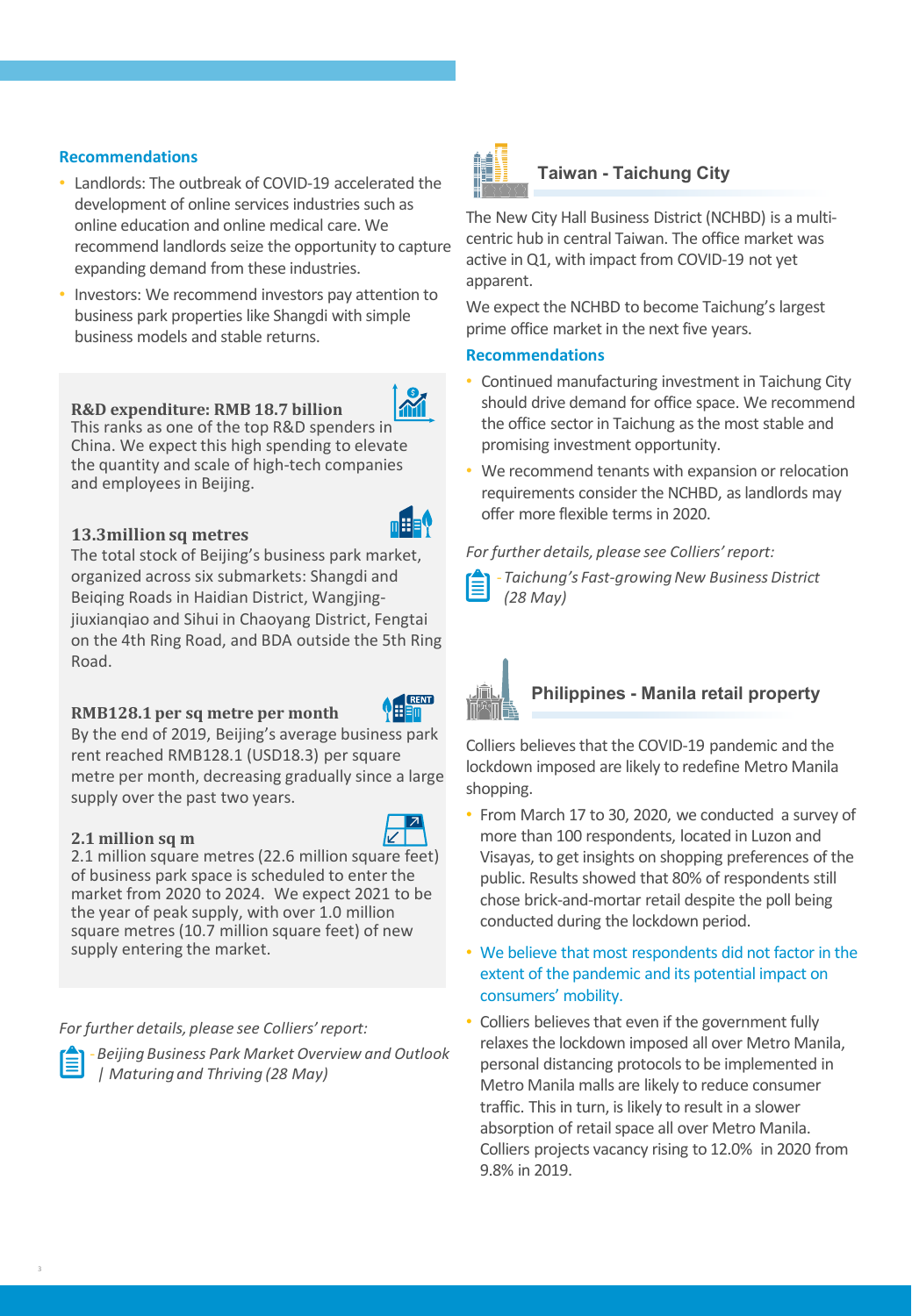### Recommendations

- Landlords: The outbreak of COVID-19 accelerated the development of online services industries such as online education and online medical care. We recommend landlords seize the opportunity to capture expanding demand from these industries.
- Investors: We recommend investors pay attention to business park properties like Shangdi with simple business models and stable returns.

**R&D expenditure: RMB 18.7 billion**
This ranks as one of the top R&D spenders in China. We expect this high spending to elevate the quantity and scale of high-tech companies and employees in Beijing.

**13.3million sq metres**
The total stock of Beijing's business park market, organized across six submarkets: Shangdi and Beiqing Roads in Haidian District, Wangjing-jiuxianqiao and Sihui in Chaoyang District, Fengtai on the 4th Ring Road, and BDA outside the 5th Ring Road.

**RMB128.1 per sq metre per month**
By the end of 2019, Beijing's average business park rent reached RMB128.1 (USD18.3) per square metre per month, decreasing gradually since a large supply over the past two years.

**2.1 million sq m**
2.1 million square metres (22.6 million square feet) of business park space is scheduled to enter the market from 2020 to 2024. We expect 2021 to be the year of peak supply, with over 1.0 million square metres (10.7 million square feet) of new supply entering the market.

*For further details, please see Colliers' report:*

*- Beijing Business Park Market Overview and Outlook | Maturing and Thriving (28 May)*

## Taiwan - Taichung City

The New City Hall Business District (NCHBD) is a multi-centric hub in central Taiwan. The office market was active in Q1, with impact from COVID-19 not yet apparent.

We expect the NCHBD to become Taichung's largest prime office market in the next five years.

### Recommendations

- Continued manufacturing investment in Taichung City should drive demand for office space. We recommend the office sector in Taichung as the most stable and promising investment opportunity.
- We recommend tenants with expansion or relocation requirements consider the NCHBD, as landlords may offer more flexible terms in 2020.

*For further details, please see Colliers' report:*

*- Taichung's Fast-growing New Business District (28 May)*

## Philippines - Manila retail property

Colliers believes that the COVID-19 pandemic and the lockdown imposed are likely to redefine Metro Manila shopping.

- From March 17 to 30, 2020, we conducted a survey of more than 100 respondents, located in Luzon and Visayas, to get insights on shopping preferences of the public. Results showed that 80% of respondents still chose brick-and-mortar retail despite the poll being conducted during the lockdown period.
- We believe that most respondents did not factor in the extent of the pandemic and its potential impact on consumers' mobility.
- Colliers believes that even if the government fully relaxes the lockdown imposed all over Metro Manila, personal distancing protocols to be implemented in Metro Manila malls are likely to reduce consumer traffic. This in turn, is likely to result in a slower absorption of retail space all over Metro Manila. Colliers projects vacancy rising to 12.0% in 2020 from 9.8% in 2019.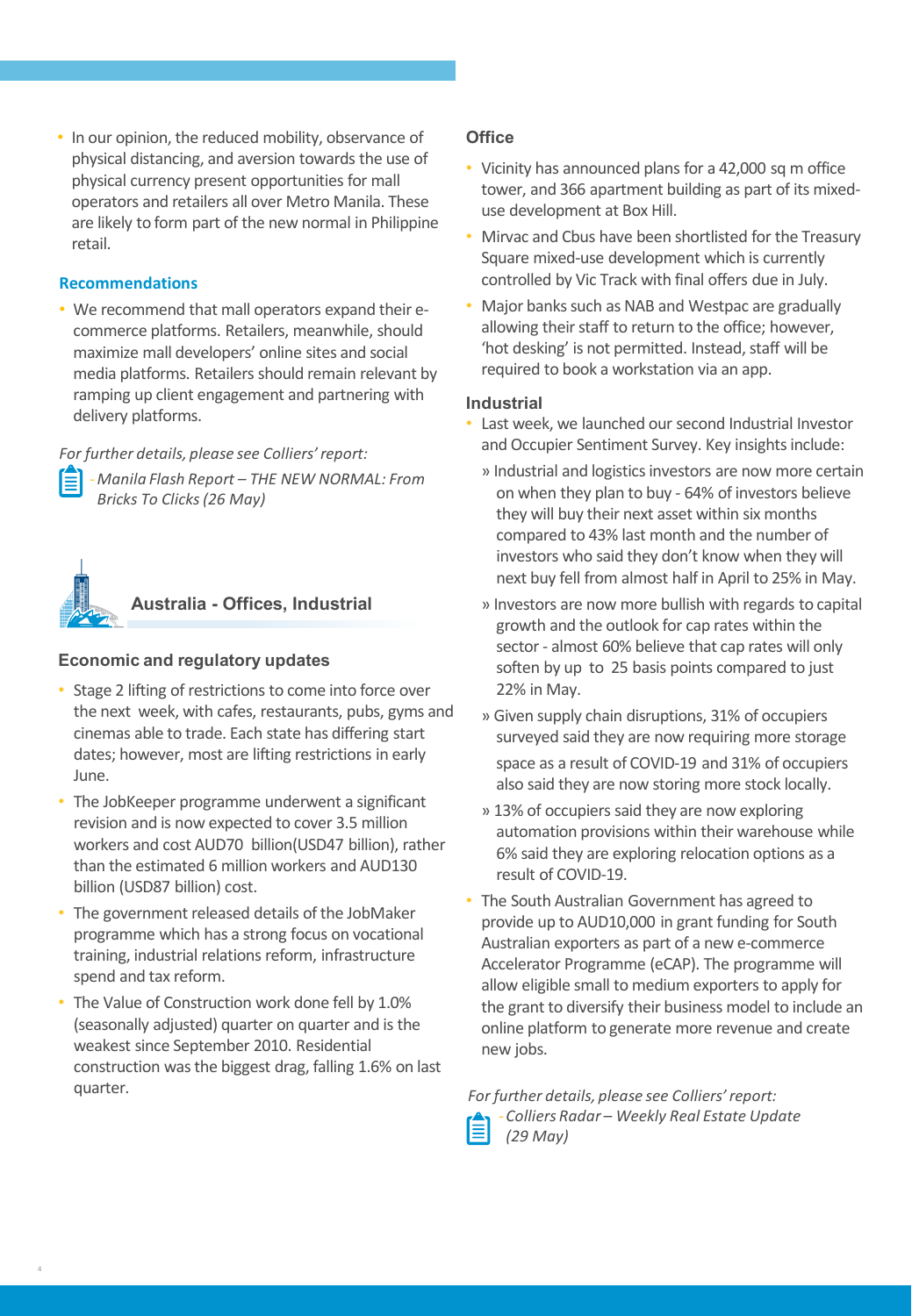- In our opinion, the reduced mobility, observance of physical distancing, and aversion towards the use of physical currency present opportunities for mall operators and retailers all over Metro Manila. These are likely to form part of the new normal in Philippine retail.

### Recommendations

- We recommend that mall operators expand their e-commerce platforms. Retailers, meanwhile, should maximize mall developers' online sites and social media platforms. Retailers should remain relevant by ramping up client engagement and partnering with delivery platforms.

*For further details, please see Colliers' report:*

*- Manila Flash Report – THE NEW NORMAL: From Bricks To Clicks (26 May)*

## Australia - Offices, Industrial

### Economic and regulatory updates

- Stage 2 lifting of restrictions to come into force over the next week, with cafes, restaurants, pubs, gyms and cinemas able to trade. Each state has differing start dates; however, most are lifting restrictions in early June.
- The JobKeeper programme underwent a significant revision and is now expected to cover 3.5 million workers and cost AUD70 billion(USD47 billion), rather than the estimated 6 million workers and AUD130 billion (USD87 billion) cost.
- The government released details of the JobMaker programme which has a strong focus on vocational training, industrial relations reform, infrastructure spend and tax reform.
- The Value of Construction work done fell by 1.0% (seasonally adjusted) quarter on quarter and is the weakest since September 2010. Residential construction was the biggest drag, falling 1.6% on last quarter.

### Office

- Vicinity has announced plans for a 42,000 sq m office tower, and 366 apartment building as part of its mixed-use development at Box Hill.
- Mirvac and Cbus have been shortlisted for the Treasury Square mixed-use development which is currently controlled by Vic Track with final offers due in July.
- Major banks such as NAB and Westpac are gradually allowing their staff to return to the office; however, 'hot desking' is not permitted. Instead, staff will be required to book a workstation via an app.

### Industrial

- Last week, we launched our second Industrial Investor and Occupier Sentiment Survey. Key insights include:
  - Industrial and logistics investors are now more certain on when they plan to buy - 64% of investors believe they will buy their next asset within six months compared to 43% last month and the number of investors who said they don't know when they will next buy fell from almost half in April to 25% in May.
  - Investors are now more bullish with regards to capital growth and the outlook for cap rates within the sector - almost 60% believe that cap rates will only soften by up to 25 basis points compared to just 22% in May.
  - Given supply chain disruptions, 31% of occupiers surveyed said they are now requiring more storage space as a result of COVID-19 and 31% of occupiers also said they are now storing more stock locally.
  - 13% of occupiers said they are now exploring automation provisions within their warehouse while 6% said they are exploring relocation options as a result of COVID-19.
- The South Australian Government has agreed to provide up to AUD10,000 in grant funding for South Australian exporters as part of a new e-commerce Accelerator Programme (eCAP). The programme will allow eligible small to medium exporters to apply for the grant to diversify their business model to include an online platform to generate more revenue and create new jobs.

*For further details, please see Colliers' report:*

*- Colliers Radar – Weekly Real Estate Update (29 May)*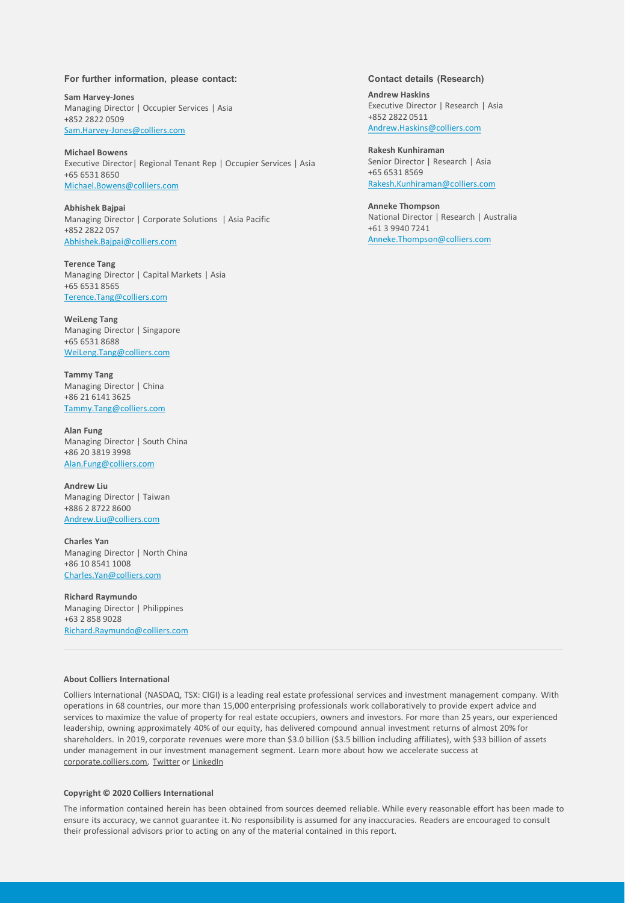### For further information, please contact:

**Sam Harvey-Jones**
Managing Director | Occupier Services | Asia
+852 2822 0509
Sam.Harvey-Jones@colliers.com

**Michael Bowens**
Executive Director| Regional Tenant Rep | Occupier Services | Asia
+65 6531 8650
Michael.Bowens@colliers.com

**Abhishek Bajpai**
Managing Director | Corporate Solutions | Asia Pacific
+852 2822 057
Abhishek.Bajpai@colliers.com

**Terence Tang**
Managing Director | Capital Markets | Asia
+65 6531 8565
Terence.Tang@colliers.com

**WeiLeng Tang**
Managing Director | Singapore
+65 6531 8688
WeiLeng.Tang@colliers.com

**Tammy Tang**
Managing Director | China
+86 21 6141 3625
Tammy.Tang@colliers.com

**Alan Fung**
Managing Director | South China
+86 20 3819 3998
Alan.Fung@colliers.com

**Andrew Liu**
Managing Director | Taiwan
+886 2 8722 8600
Andrew.Liu@colliers.com

**Charles Yan**
Managing Director | North China
+86 10 8541 1008
Charles.Yan@colliers.com

**Richard Raymundo**
Managing Director | Philippines
+63 2 858 9028
Richard.Raymundo@colliers.com

### Contact details (Research)

**Andrew Haskins**
Executive Director | Research | Asia
+852 2822 0511
Andrew.Haskins@colliers.com

**Rakesh Kunhiraman**
Senior Director | Research | Asia
+65 6531 8569
Rakesh.Kunhiraman@colliers.com

**Anneke Thompson**
National Director | Research | Australia
+61 3 9940 7241
Anneke.Thompson@colliers.com

---

**About Colliers International**

Colliers International (NASDAQ, TSX: CIGI) is a leading real estate professional services and investment management company. With operations in 68 countries, our more than 15,000 enterprising professionals work collaboratively to provide expert advice and services to maximize the value of property for real estate occupiers, owners and investors. For more than 25 years, our experienced leadership, owning approximately 40% of our equity, has delivered compound annual investment returns of almost 20% for shareholders. In 2019, corporate revenues were more than $3.0 billion ($3.5 billion including affiliates), with $33 billion of assets under management in our investment management segment. Learn more about how we accelerate success at corporate.colliers.com, Twitter or LinkedIn

**Copyright © 2020 Colliers International**

The information contained herein has been obtained from sources deemed reliable. While every reasonable effort has been made to ensure its accuracy, we cannot guarantee it. No responsibility is assumed for any inaccuracies. Readers are encouraged to consult their professional advisors prior to acting on any of the material contained in this report.